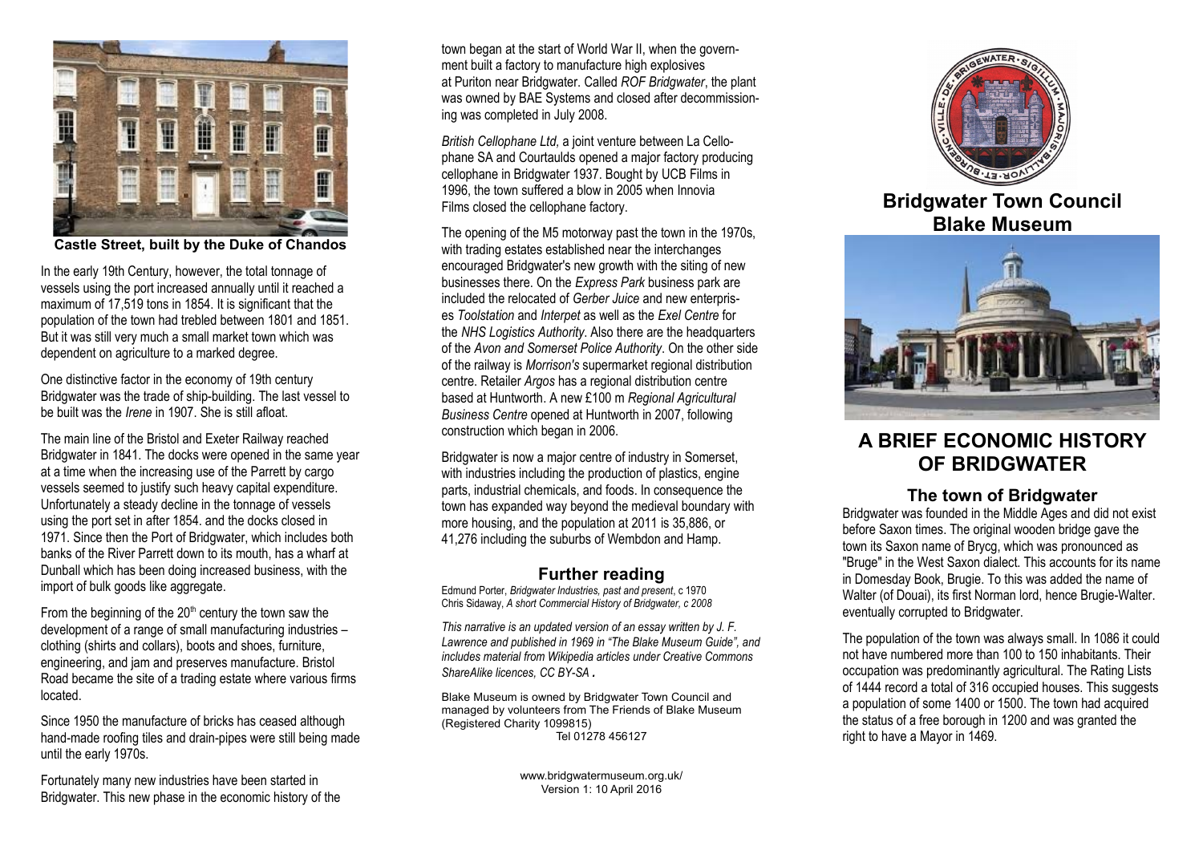Castle Street, built by the Duke of Chandos

In the early 19th Century, however, the total tonnage of vessels using the port increased annually until it reached a maximum of 17,519 tons in 1854. It is significant that the population of the town had trebled between 1801 and 1851. But it was still very much a small market town which was dependent on agriculture to a marked degree.

One distinctive factor in the economy of 19th century Bridgwater was the trade of ship-building. The last vessel to be built was the *Irene* in 1907. She is still afloat.

The main line of the Bristol and Exeter Railway reached Bridgwater in 1841. The docks were opened in the same year at a time when the increasing use of the Parrett by cargo vessels seemed to justify such heavy capital expenditure. Unfortunately a steady decline in the tonnage of vessels using the port set in after 1854. and the docks closed in 1971. Since then the Port of Bridgwater, which includes both banks of the River Parrett down to its mouth, has a wharf at Dunball which has been doing increased business, with the import of bulk goods like aggregate.

From the beginning of the 20th century the town saw the development of a range of small manufacturing industries – clothing (shirts and collars), boots and shoes, furniture, engineering, and jam and preserves manufacture. Bristol Road became the site of a trading estate where various firms located.

Since 1950 the manufacture of bricks has ceased although hand-made roofing tiles and drain-pipes were still being made until the early 1970s.

Fortunately many new industries have been started in Bridgwater. This new phase in the economic history of the town began at the start of World War II, when the government built a factory to manufacture high explosives at Puriton near Bridgwater. Called *ROF Bridgwater*, the plant was owned by BAE Systems and closed after decommissioning was completed in July 2008.

*British Cellophane Ltd,* a joint venture between La Cellophane SA and Courtaulds opened a major factory producing cellophane in Bridgwater 1937. Bought by UCB Films in 1996, the town suffered a blow in 2005 when Innovia Films closed the cellophane factory.

The opening of the M5 motorway past the town in the 1970s, with trading estates established near the interchanges encouraged Bridgwater's new growth with the siting of new businesses there. On the *Express Park* business park are included the relocated of *Gerber Juice* and new enterprises *Toolstation* and *Interpet* as well as the *Exel Centre* for the *NHS Logistics Authority*. Also there are the headquarters of the *Avon and Somerset Police Authority*. On the other side of the railway is *Morrison's* supermarket regional distribution centre. Retailer *Argos* has a regional distribution centre based at Huntworth. A new £100 m *Regional Agricultural Business Centre* opened at Huntworth in 2007, following construction which began in 2006.

Bridgwater is now a major centre of industry in Somerset, with industries including the production of plastics, engine parts, industrial chemicals, and foods. In consequence the town has expanded way beyond the medieval boundary with more housing, and the population at 2011 is 35,886, or 41,276 including the suburbs of Wembdon and Hamp.

## Further reading

Edmund Porter, *Bridgwater Industries, past and present*, c 1970
Chris Sidaway, *A short Commercial History of Bridgwater, c 2008*

*This narrative is an updated version of an essay written by J. F. Lawrence and published in 1969 in "The Blake Museum Guide", and includes material from Wikipedia articles under Creative Commons ShareAlike licences, CC BY-SA .*

Blake Museum is owned by Bridgwater Town Council and managed by volunteers from The Friends of Blake Museum (Registered Charity 1099815)
Tel 01278 456127

www.bridgwatermuseum.org.uk/
Version 1: 10 April 2016

## Bridgwater Town Council Blake Museum

# A BRIEF ECONOMIC HISTORY OF BRIDGWATER

## The town of Bridgwater

Bridgwater was founded in the Middle Ages and did not exist before Saxon times. The original wooden bridge gave the town its Saxon name of Brycg, which was pronounced as "Bruge" in the West Saxon dialect. This accounts for its name in Domesday Book, Brugie. To this was added the name of Walter (of Douai), its first Norman lord, hence Brugie-Walter. eventually corrupted to Bridgwater.

The population of the town was always small. In 1086 it could not have numbered more than 100 to 150 inhabitants. Their occupation was predominantly agricultural. The Rating Lists of 1444 record a total of 316 occupied houses. This suggests a population of some 1400 or 1500. The town had acquired the status of a free borough in 1200 and was granted the right to have a Mayor in 1469.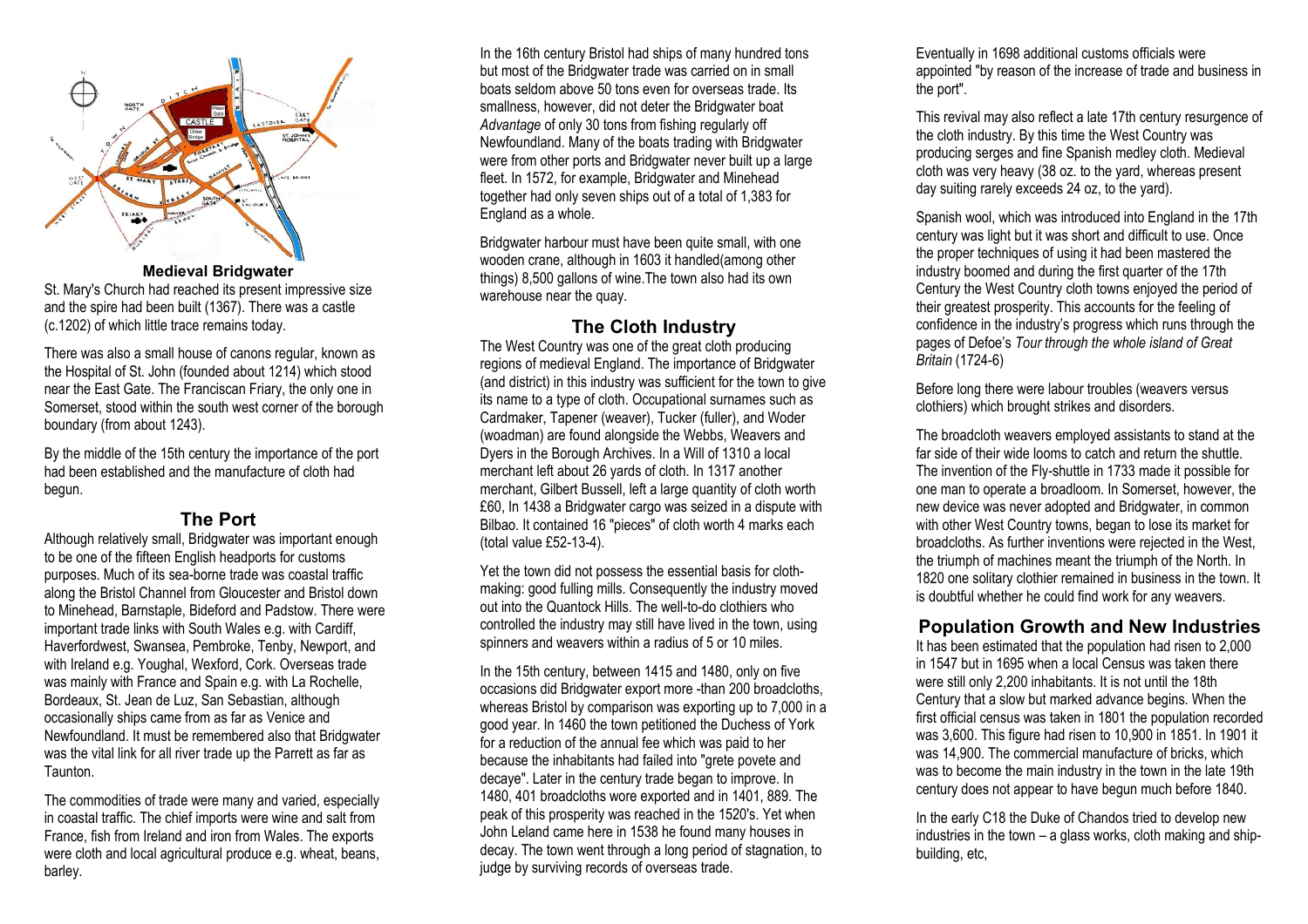**Medieval Bridgwater**

St. Mary's Church had reached its present impressive size and the spire had been built (1367). There was a castle (c.1202) of which little trace remains today.

There was also a small house of canons regular, known as the Hospital of St. John (founded about 1214) which stood near the East Gate. The Franciscan Friary, the only one in Somerset, stood within the south west corner of the borough boundary (from about 1243).

By the middle of the 15th century the importance of the port had been established and the manufacture of cloth had begun.

## The Port

Although relatively small, Bridgwater was important enough to be one of the fifteen English headports for customs purposes. Much of its sea-borne trade was coastal traffic along the Bristol Channel from Gloucester and Bristol down to Minehead, Barnstaple, Bideford and Padstow. There were important trade links with South Wales e.g. with Cardiff, Haverfordwest, Swansea, Pembroke, Tenby, Newport, and with Ireland e.g. Youghal, Wexford, Cork. Overseas trade was mainly with France and Spain e.g. with La Rochelle, Bordeaux, St. Jean de Luz, San Sebastian, although occasionally ships came from as far as Venice and Newfoundland. It must be remembered also that Bridgwater was the vital link for all river trade up the Parrett as far as Taunton.

The commodities of trade were many and varied, especially in coastal traffic. The chief imports were wine and salt from France, fish from Ireland and iron from Wales. The exports were cloth and local agricultural produce e.g. wheat, beans, barley.

In the 16th century Bristol had ships of many hundred tons but most of the Bridgwater trade was carried on in small boats seldom above 50 tons even for overseas trade. Its smallness, however, did not deter the Bridgwater boat *Advantage* of only 30 tons from fishing regularly off Newfoundland. Many of the boats trading with Bridgwater were from other ports and Bridgwater never built up a large fleet. In 1572, for example, Bridgwater and Minehead together had only seven ships out of a total of 1,383 for England as a whole.

Bridgwater harbour must have been quite small, with one wooden crane, although in 1603 it handled(among other things) 8,500 gallons of wine.The town also had its own warehouse near the quay.

## The Cloth Industry

The West Country was one of the great cloth producing regions of medieval England. The importance of Bridgwater (and district) in this industry was sufficient for the town to give its name to a type of cloth. Occupational surnames such as Cardmaker, Tapener (weaver), Tucker (fuller), and Woder (woadman) are found alongside the Webbs, Weavers and Dyers in the Borough Archives. In a Will of 1310 a local merchant left about 26 yards of cloth. In 1317 another merchant, Gilbert Bussell, left a large quantity of cloth worth £60, In 1438 a Bridgwater cargo was seized in a dispute with Bilbao. It contained 16 "pieces" of cloth worth 4 marks each (total value £52-13-4).

Yet the town did not possess the essential basis for cloth-making: good fulling mills. Consequently the industry moved out into the Quantock Hills. The well-to-do clothiers who controlled the industry may still have lived in the town, using spinners and weavers within a radius of 5 or 10 miles.

In the 15th century, between 1415 and 1480, only on five occasions did Bridgwater export more -than 200 broadcloths, whereas Bristol by comparison was exporting up to 7,000 in a good year. In 1460 the town petitioned the Duchess of York for a reduction of the annual fee which was paid to her because the inhabitants had failed into "grete povete and decaye". Later in the century trade began to improve. In 1480, 401 broadcloths wore exported and in 1401, 889. The peak of this prosperity was reached in the 1520's. Yet when John Leland came here in 1538 he found many houses in decay. The town went through a long period of stagnation, to judge by surviving records of overseas trade.

Eventually in 1698 additional customs officials were appointed "by reason of the increase of trade and business in the port".

This revival may also reflect a late 17th century resurgence of the cloth industry. By this time the West Country was producing serges and fine Spanish medley cloth. Medieval cloth was very heavy (38 oz. to the yard, whereas present day suiting rarely exceeds 24 oz, to the yard).

Spanish wool, which was introduced into England in the 17th century was light but it was short and difficult to use. Once the proper techniques of using it had been mastered the industry boomed and during the first quarter of the 17th Century the West Country cloth towns enjoyed the period of their greatest prosperity. This accounts for the feeling of confidence in the industry's progress which runs through the pages of Defoe's *Tour through the whole island of Great Britain* (1724-6)

Before long there were labour troubles (weavers versus clothiers) which brought strikes and disorders.

The broadcloth weavers employed assistants to stand at the far side of their wide looms to catch and return the shuttle. The invention of the Fly-shuttle in 1733 made it possible for one man to operate a broadloom. In Somerset, however, the new device was never adopted and Bridgwater, in common with other West Country towns, began to lose its market for broadcloths. As further inventions were rejected in the West, the triumph of machines meant the triumph of the North. In 1820 one solitary clothier remained in business in the town. It is doubtful whether he could find work for any weavers.

## Population Growth and New Industries

It has been estimated that the population had risen to 2,000 in 1547 but in 1695 when a local Census was taken there were still only 2,200 inhabitants. It is not until the 18th Century that a slow but marked advance begins. When the first official census was taken in 1801 the population recorded was 3,600. This figure had risen to 10,900 in 1851. In 1901 it was 14,900. The commercial manufacture of bricks, which was to become the main industry in the town in the late 19th century does not appear to have begun much before 1840.

In the early C18 the Duke of Chandos tried to develop new industries in the town – a glass works, cloth making and ship-building, etc,